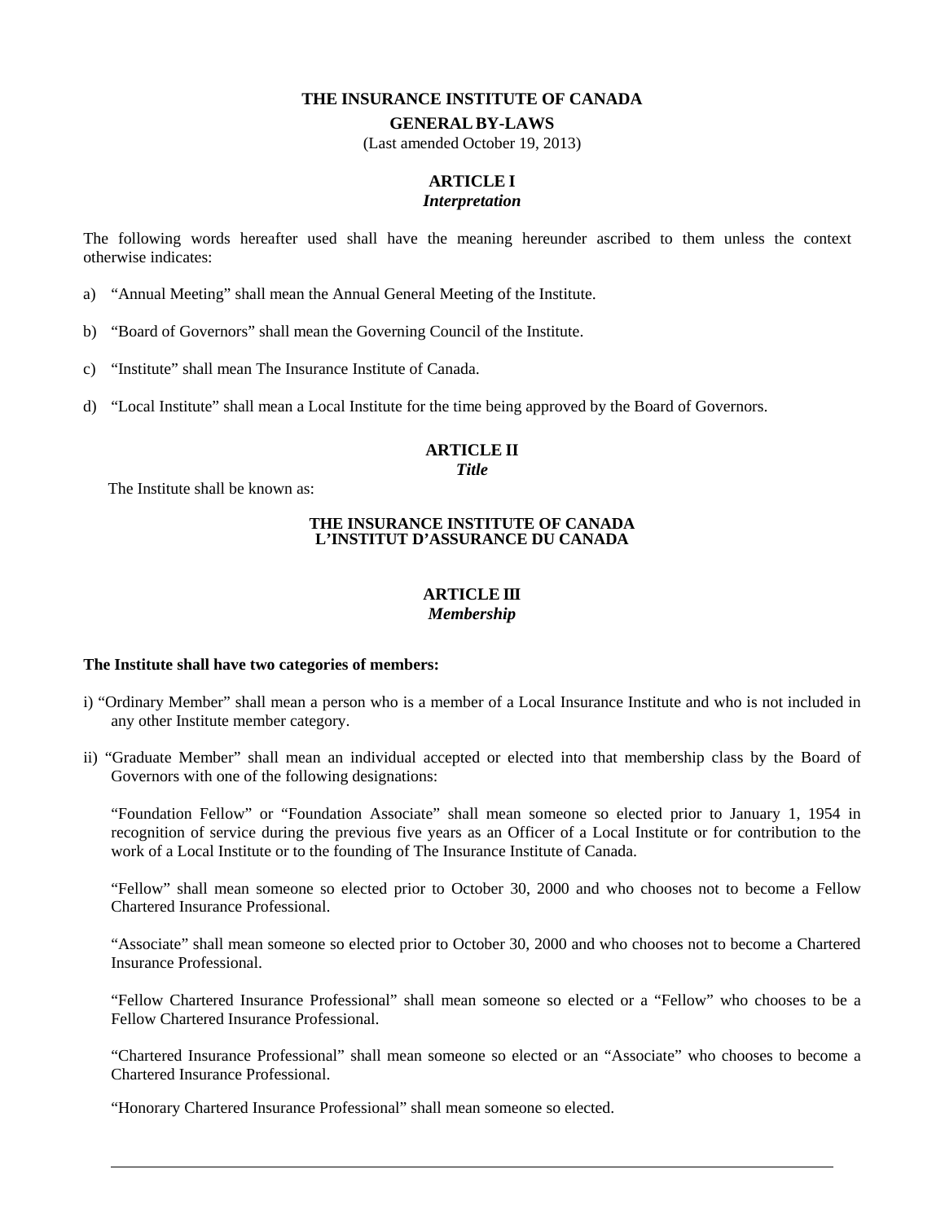# THE INSURANCE INSTITUTE OF CANADA

## GENERAL BY-LAWS

(Last amended October 19, 2013)

## ARTICLE I
### *Interpretation*

The following words hereafter used shall have the meaning hereunder ascribed to them unless the context otherwise indicates:

a) “Annual Meeting” shall mean the Annual General Meeting of the Institute.

b) “Board of Governors” shall mean the Governing Council of the Institute.

c) “Institute” shall mean The Insurance Institute of Canada.

d) “Local Institute” shall mean a Local Institute for the time being approved by the Board of Governors.

## ARTICLE II
### *Title*

The Institute shall be known as:

**THE INSURANCE INSTITUTE OF CANADA**
**L’INSTITUT D’ASSURANCE DU CANADA**

## ARTICLE III
### *Membership*

**The Institute shall have two categories of members:**

i) “Ordinary Member” shall mean a person who is a member of a Local Insurance Institute and who is not included in any other Institute member category.

ii) “Graduate Member” shall mean an individual accepted or elected into that membership class by the Board of Governors with one of the following designations:

“Foundation Fellow” or “Foundation Associate” shall mean someone so elected prior to January 1, 1954 in recognition of service during the previous five years as an Officer of a Local Institute or for contribution to the work of a Local Institute or to the founding of The Insurance Institute of Canada.

“Fellow” shall mean someone so elected prior to October 30, 2000 and who chooses not to become a Fellow Chartered Insurance Professional.

“Associate” shall mean someone so elected prior to October 30, 2000 and who chooses not to become a Chartered Insurance Professional.

“Fellow Chartered Insurance Professional” shall mean someone so elected or a “Fellow” who chooses to be a Fellow Chartered Insurance Professional.

“Chartered Insurance Professional” shall mean someone so elected or an “Associate” who chooses to become a Chartered Insurance Professional.

“Honorary Chartered Insurance Professional” shall mean someone so elected.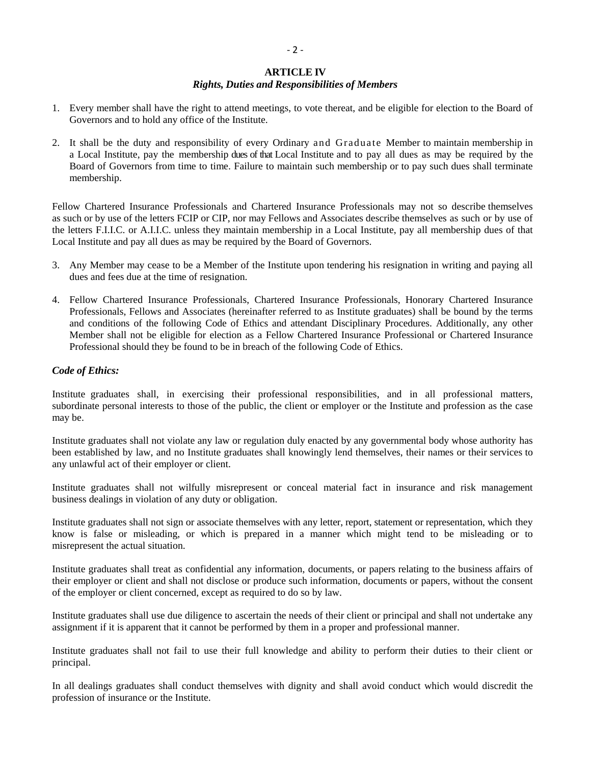## ARTICLE IV

### *Rights, Duties and Responsibilities of Members*

1. Every member shall have the right to attend meetings, to vote thereat, and be eligible for election to the Board of Governors and to hold any office of the Institute.

2. It shall be the duty and responsibility of every Ordinary and Graduate Member to maintain membership in a Local Institute, pay the membership dues of that Local Institute and to pay all dues as may be required by the Board of Governors from time to time. Failure to maintain such membership or to pay such dues shall terminate membership.

Fellow Chartered Insurance Professionals and Chartered Insurance Professionals may not so describe themselves as such or by use of the letters FCIP or CIP, nor may Fellows and Associates describe themselves as such or by use of the letters F.I.I.C. or A.I.I.C. unless they maintain membership in a Local Institute, pay all membership dues of that Local Institute and pay all dues as may be required by the Board of Governors.

3. Any Member may cease to be a Member of the Institute upon tendering his resignation in writing and paying all dues and fees due at the time of resignation.

4. Fellow Chartered Insurance Professionals, Chartered Insurance Professionals, Honorary Chartered Insurance Professionals, Fellows and Associates (hereinafter referred to as Institute graduates) shall be bound by the terms and conditions of the following Code of Ethics and attendant Disciplinary Procedures. Additionally, any other Member shall not be eligible for election as a Fellow Chartered Insurance Professional or Chartered Insurance Professional should they be found to be in breach of the following Code of Ethics.

***Code of Ethics:***

Institute graduates shall, in exercising their professional responsibilities, and in all professional matters, subordinate personal interests to those of the public, the client or employer or the Institute and profession as the case may be.

Institute graduates shall not violate any law or regulation duly enacted by any governmental body whose authority has been established by law, and no Institute graduates shall knowingly lend themselves, their names or their services to any unlawful act of their employer or client.

Institute graduates shall not wilfully misrepresent or conceal material fact in insurance and risk management business dealings in violation of any duty or obligation.

Institute graduates shall not sign or associate themselves with any letter, report, statement or representation, which they know is false or misleading, or which is prepared in a manner which might tend to be misleading or to misrepresent the actual situation.

Institute graduates shall treat as confidential any information, documents, or papers relating to the business affairs of their employer or client and shall not disclose or produce such information, documents or papers, without the consent of the employer or client concerned, except as required to do so by law.

Institute graduates shall use due diligence to ascertain the needs of their client or principal and shall not undertake any assignment if it is apparent that it cannot be performed by them in a proper and professional manner.

Institute graduates shall not fail to use their full knowledge and ability to perform their duties to their client or principal.

In all dealings graduates shall conduct themselves with dignity and shall avoid conduct which would discredit the profession of insurance or the Institute.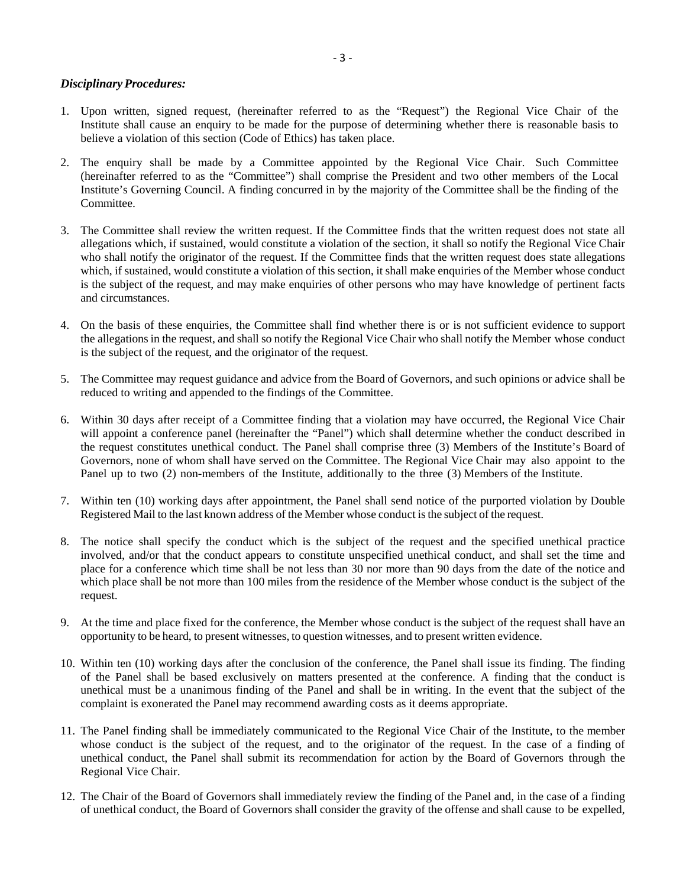***Disciplinary Procedures:***

1. Upon written, signed request, (hereinafter referred to as the "Request") the Regional Vice Chair of the Institute shall cause an enquiry to be made for the purpose of determining whether there is reasonable basis to believe a violation of this section (Code of Ethics) has taken place.

2. The enquiry shall be made by a Committee appointed by the Regional Vice Chair. Such Committee (hereinafter referred to as the "Committee") shall comprise the President and two other members of the Local Institute's Governing Council. A finding concurred in by the majority of the Committee shall be the finding of the Committee.

3. The Committee shall review the written request. If the Committee finds that the written request does not state all allegations which, if sustained, would constitute a violation of the section, it shall so notify the Regional Vice Chair who shall notify the originator of the request. If the Committee finds that the written request does state allegations which, if sustained, would constitute a violation of this section, it shall make enquiries of the Member whose conduct is the subject of the request, and may make enquiries of other persons who may have knowledge of pertinent facts and circumstances.

4. On the basis of these enquiries, the Committee shall find whether there is or is not sufficient evidence to support the allegations in the request, and shall so notify the Regional Vice Chair who shall notify the Member whose conduct is the subject of the request, and the originator of the request.

5. The Committee may request guidance and advice from the Board of Governors, and such opinions or advice shall be reduced to writing and appended to the findings of the Committee.

6. Within 30 days after receipt of a Committee finding that a violation may have occurred, the Regional Vice Chair will appoint a conference panel (hereinafter the "Panel") which shall determine whether the conduct described in the request constitutes unethical conduct. The Panel shall comprise three (3) Members of the Institute's Board of Governors, none of whom shall have served on the Committee. The Regional Vice Chair may also appoint to the Panel up to two (2) non-members of the Institute, additionally to the three (3) Members of the Institute.

7. Within ten (10) working days after appointment, the Panel shall send notice of the purported violation by Double Registered Mail to the last known address of the Member whose conduct is the subject of the request.

8. The notice shall specify the conduct which is the subject of the request and the specified unethical practice involved, and/or that the conduct appears to constitute unspecified unethical conduct, and shall set the time and place for a conference which time shall be not less than 30 nor more than 90 days from the date of the notice and which place shall be not more than 100 miles from the residence of the Member whose conduct is the subject of the request.

9. At the time and place fixed for the conference, the Member whose conduct is the subject of the request shall have an opportunity to be heard, to present witnesses, to question witnesses, and to present written evidence.

10. Within ten (10) working days after the conclusion of the conference, the Panel shall issue its finding. The finding of the Panel shall be based exclusively on matters presented at the conference. A finding that the conduct is unethical must be a unanimous finding of the Panel and shall be in writing. In the event that the subject of the complaint is exonerated the Panel may recommend awarding costs as it deems appropriate.

11. The Panel finding shall be immediately communicated to the Regional Vice Chair of the Institute, to the member whose conduct is the subject of the request, and to the originator of the request. In the case of a finding of unethical conduct, the Panel shall submit its recommendation for action by the Board of Governors through the Regional Vice Chair.

12. The Chair of the Board of Governors shall immediately review the finding of the Panel and, in the case of a finding of unethical conduct, the Board of Governors shall consider the gravity of the offense and shall cause to be expelled,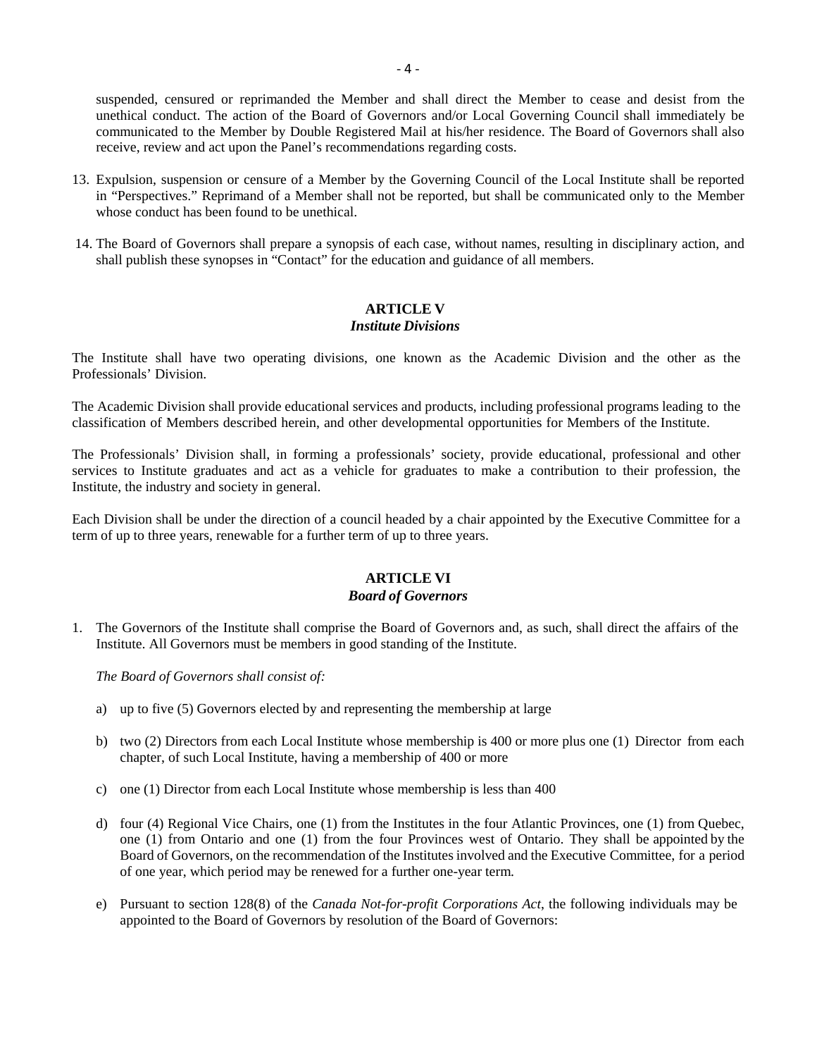suspended, censured or reprimanded the Member and shall direct the Member to cease and desist from the unethical conduct. The action of the Board of Governors and/or Local Governing Council shall immediately be communicated to the Member by Double Registered Mail at his/her residence. The Board of Governors shall also receive, review and act upon the Panel's recommendations regarding costs.

13. Expulsion, suspension or censure of a Member by the Governing Council of the Local Institute shall be reported in "Perspectives." Reprimand of a Member shall not be reported, but shall be communicated only to the Member whose conduct has been found to be unethical.

14. The Board of Governors shall prepare a synopsis of each case, without names, resulting in disciplinary action, and shall publish these synopses in "Contact" for the education and guidance of all members.

## ARTICLE V
### *Institute Divisions*

The Institute shall have two operating divisions, one known as the Academic Division and the other as the Professionals' Division.

The Academic Division shall provide educational services and products, including professional programs leading to the classification of Members described herein, and other developmental opportunities for Members of the Institute.

The Professionals' Division shall, in forming a professionals' society, provide educational, professional and other services to Institute graduates and act as a vehicle for graduates to make a contribution to their profession, the Institute, the industry and society in general.

Each Division shall be under the direction of a council headed by a chair appointed by the Executive Committee for a term of up to three years, renewable for a further term of up to three years.

## ARTICLE VI
### *Board of Governors*

1. The Governors of the Institute shall comprise the Board of Governors and, as such, shall direct the affairs of the Institute. All Governors must be members in good standing of the Institute.

   *The Board of Governors shall consist of:*

   a) up to five (5) Governors elected by and representing the membership at large

   b) two (2) Directors from each Local Institute whose membership is 400 or more plus one (1) Director from each chapter, of such Local Institute, having a membership of 400 or more

   c) one (1) Director from each Local Institute whose membership is less than 400

   d) four (4) Regional Vice Chairs, one (1) from the Institutes in the four Atlantic Provinces, one (1) from Quebec, one (1) from Ontario and one (1) from the four Provinces west of Ontario. They shall be appointed by the Board of Governors, on the recommendation of the Institutes involved and the Executive Committee, for a period of one year, which period may be renewed for a further one-year term.

   e) Pursuant to section 128(8) of the *Canada Not-for-profit Corporations Act*, the following individuals may be appointed to the Board of Governors by resolution of the Board of Governors: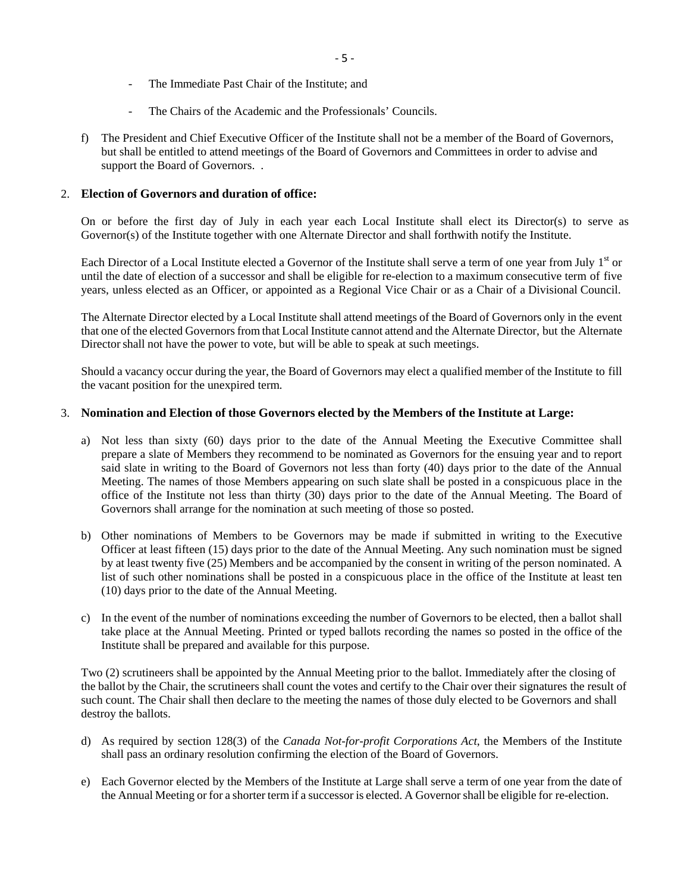- The Immediate Past Chair of the Institute; and

- The Chairs of the Academic and the Professionals' Councils.

f) The President and Chief Executive Officer of the Institute shall not be a member of the Board of Governors, but shall be entitled to attend meetings of the Board of Governors and Committees in order to advise and support the Board of Governors. .

2. **Election of Governors and duration of office:**

On or before the first day of July in each year each Local Institute shall elect its Director(s) to serve as Governor(s) of the Institute together with one Alternate Director and shall forthwith notify the Institute.

Each Director of a Local Institute elected a Governor of the Institute shall serve a term of one year from July 1st or until the date of election of a successor and shall be eligible for re-election to a maximum consecutive term of five years, unless elected as an Officer, or appointed as a Regional Vice Chair or as a Chair of a Divisional Council.

The Alternate Director elected by a Local Institute shall attend meetings of the Board of Governors only in the event that one of the elected Governors from that Local Institute cannot attend and the Alternate Director, but the Alternate Director shall not have the power to vote, but will be able to speak at such meetings.

Should a vacancy occur during the year, the Board of Governors may elect a qualified member of the Institute to fill the vacant position for the unexpired term.

3. **Nomination and Election of those Governors elected by the Members of the Institute at Large:**

a) Not less than sixty (60) days prior to the date of the Annual Meeting the Executive Committee shall prepare a slate of Members they recommend to be nominated as Governors for the ensuing year and to report said slate in writing to the Board of Governors not less than forty (40) days prior to the date of the Annual Meeting. The names of those Members appearing on such slate shall be posted in a conspicuous place in the office of the Institute not less than thirty (30) days prior to the date of the Annual Meeting. The Board of Governors shall arrange for the nomination at such meeting of those so posted.

b) Other nominations of Members to be Governors may be made if submitted in writing to the Executive Officer at least fifteen (15) days prior to the date of the Annual Meeting. Any such nomination must be signed by at least twenty five (25) Members and be accompanied by the consent in writing of the person nominated. A list of such other nominations shall be posted in a conspicuous place in the office of the Institute at least ten (10) days prior to the date of the Annual Meeting.

c) In the event of the number of nominations exceeding the number of Governors to be elected, then a ballot shall take place at the Annual Meeting. Printed or typed ballots recording the names so posted in the office of the Institute shall be prepared and available for this purpose.

Two (2) scrutineers shall be appointed by the Annual Meeting prior to the ballot. Immediately after the closing of the ballot by the Chair, the scrutineers shall count the votes and certify to the Chair over their signatures the result of such count. The Chair shall then declare to the meeting the names of those duly elected to be Governors and shall destroy the ballots.

d) As required by section 128(3) of the *Canada Not-for-profit Corporations Act*, the Members of the Institute shall pass an ordinary resolution confirming the election of the Board of Governors.

e) Each Governor elected by the Members of the Institute at Large shall serve a term of one year from the date of the Annual Meeting or for a shorter term if a successor is elected. A Governor shall be eligible for re-election.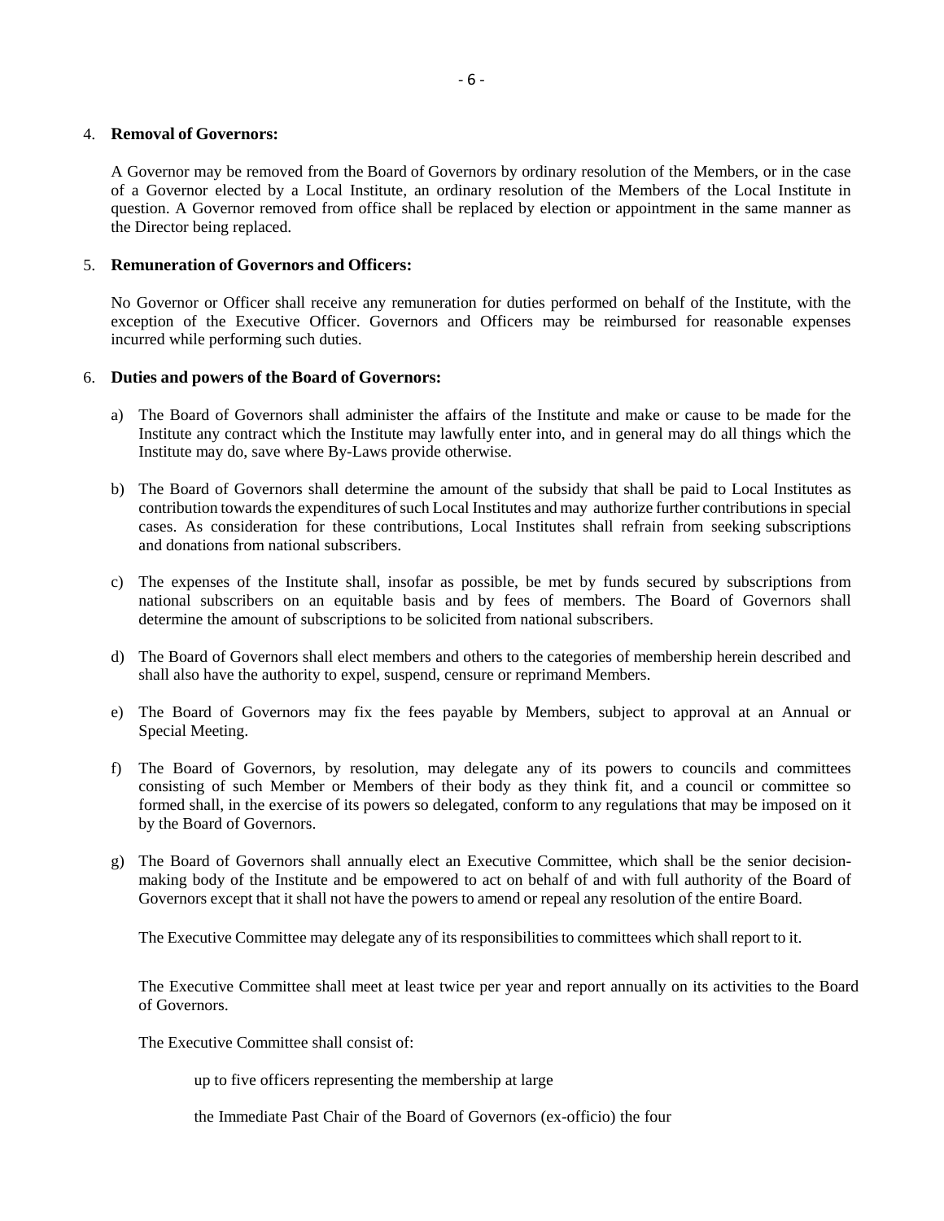4. **Removal of Governors:**

   A Governor may be removed from the Board of Governors by ordinary resolution of the Members, or in the case of a Governor elected by a Local Institute, an ordinary resolution of the Members of the Local Institute in question. A Governor removed from office shall be replaced by election or appointment in the same manner as the Director being replaced.

5. **Remuneration of Governors and Officers:**

   No Governor or Officer shall receive any remuneration for duties performed on behalf of the Institute, with the exception of the Executive Officer. Governors and Officers may be reimbursed for reasonable expenses incurred while performing such duties.

6. **Duties and powers of the Board of Governors:**

   a) The Board of Governors shall administer the affairs of the Institute and make or cause to be made for the Institute any contract which the Institute may lawfully enter into, and in general may do all things which the Institute may do, save where By-Laws provide otherwise.

   b) The Board of Governors shall determine the amount of the subsidy that shall be paid to Local Institutes as contribution towards the expenditures of such Local Institutes and may authorize further contributions in special cases. As consideration for these contributions, Local Institutes shall refrain from seeking subscriptions and donations from national subscribers.

   c) The expenses of the Institute shall, insofar as possible, be met by funds secured by subscriptions from national subscribers on an equitable basis and by fees of members. The Board of Governors shall determine the amount of subscriptions to be solicited from national subscribers.

   d) The Board of Governors shall elect members and others to the categories of membership herein described and shall also have the authority to expel, suspend, censure or reprimand Members.

   e) The Board of Governors may fix the fees payable by Members, subject to approval at an Annual or Special Meeting.

   f) The Board of Governors, by resolution, may delegate any of its powers to councils and committees consisting of such Member or Members of their body as they think fit, and a council or committee so formed shall, in the exercise of its powers so delegated, conform to any regulations that may be imposed on it by the Board of Governors.

   g) The Board of Governors shall annually elect an Executive Committee, which shall be the senior decision-making body of the Institute and be empowered to act on behalf of and with full authority of the Board of Governors except that it shall not have the powers to amend or repeal any resolution of the entire Board.

      The Executive Committee may delegate any of its responsibilities to committees which shall report to it.

      The Executive Committee shall meet at least twice per year and report annually on its activities to the Board of Governors.

      The Executive Committee shall consist of:

      up to five officers representing the membership at large

      the Immediate Past Chair of the Board of Governors (ex-officio) the four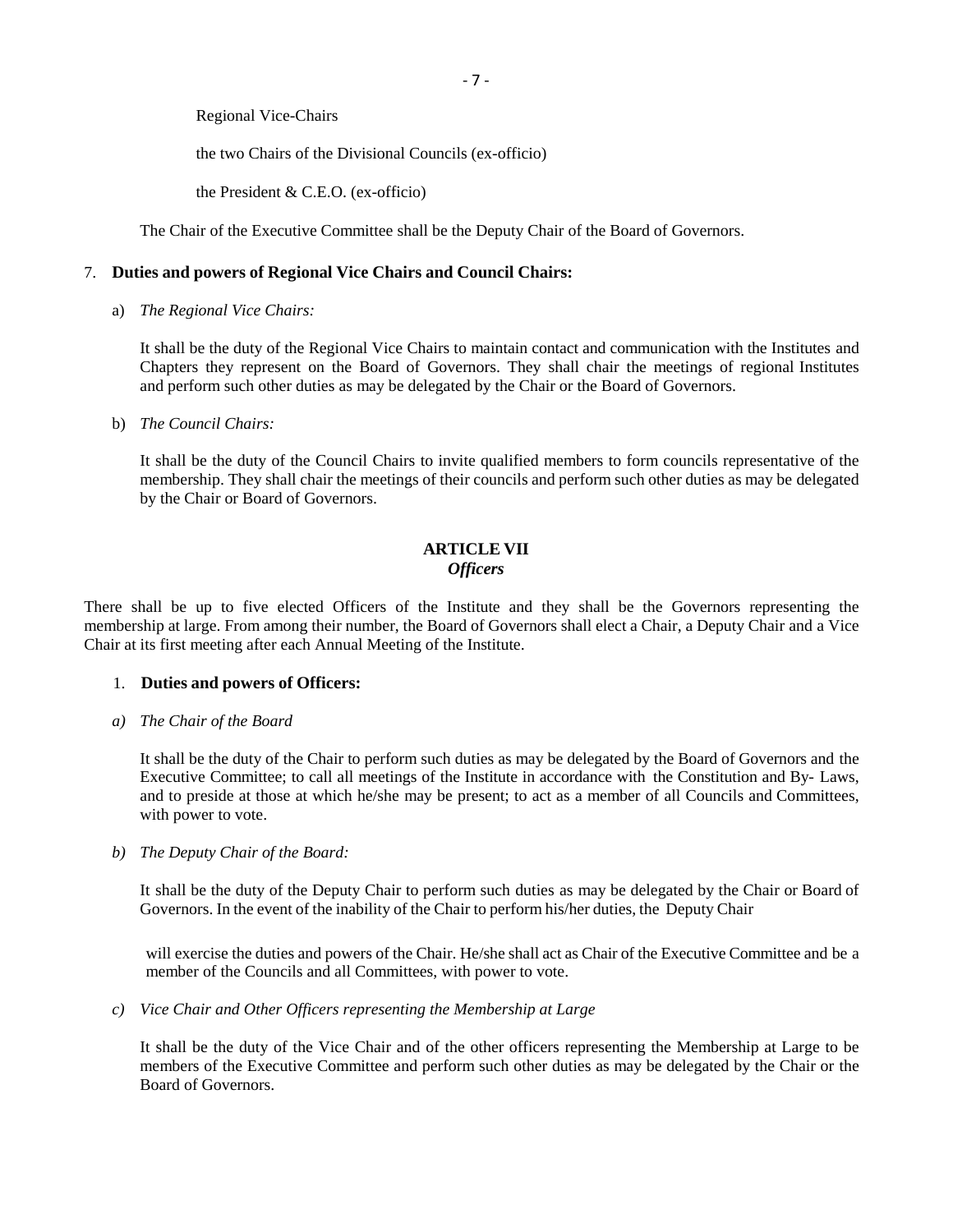Regional Vice-Chairs

the two Chairs of the Divisional Councils (ex-officio)

the President & C.E.O. (ex-officio)

The Chair of the Executive Committee shall be the Deputy Chair of the Board of Governors.

7. **Duties and powers of Regional Vice Chairs and Council Chairs:**

a) *The Regional Vice Chairs:*

It shall be the duty of the Regional Vice Chairs to maintain contact and communication with the Institutes and Chapters they represent on the Board of Governors. They shall chair the meetings of regional Institutes and perform such other duties as may be delegated by the Chair or the Board of Governors.

b) *The Council Chairs:*

It shall be the duty of the Council Chairs to invite qualified members to form councils representative of the membership. They shall chair the meetings of their councils and perform such other duties as may be delegated by the Chair or Board of Governors.

## ARTICLE VII
### *Officers*

There shall be up to five elected Officers of the Institute and they shall be the Governors representing the membership at large. From among their number, the Board of Governors shall elect a Chair, a Deputy Chair and a Vice Chair at its first meeting after each Annual Meeting of the Institute.

1. **Duties and powers of Officers:**

*a) The Chair of the Board*

It shall be the duty of the Chair to perform such duties as may be delegated by the Board of Governors and the Executive Committee; to call all meetings of the Institute in accordance with the Constitution and By- Laws, and to preside at those at which he/she may be present; to act as a member of all Councils and Committees, with power to vote.

*b) The Deputy Chair of the Board:*

It shall be the duty of the Deputy Chair to perform such duties as may be delegated by the Chair or Board of Governors. In the event of the inability of the Chair to perform his/her duties, the Deputy Chair will exercise the duties and powers of the Chair. He/she shall act as Chair of the Executive Committee and be a member of the Councils and all Committees, with power to vote.

*c) Vice Chair and Other Officers representing the Membership at Large*

It shall be the duty of the Vice Chair and of the other officers representing the Membership at Large to be members of the Executive Committee and perform such other duties as may be delegated by the Chair or the Board of Governors.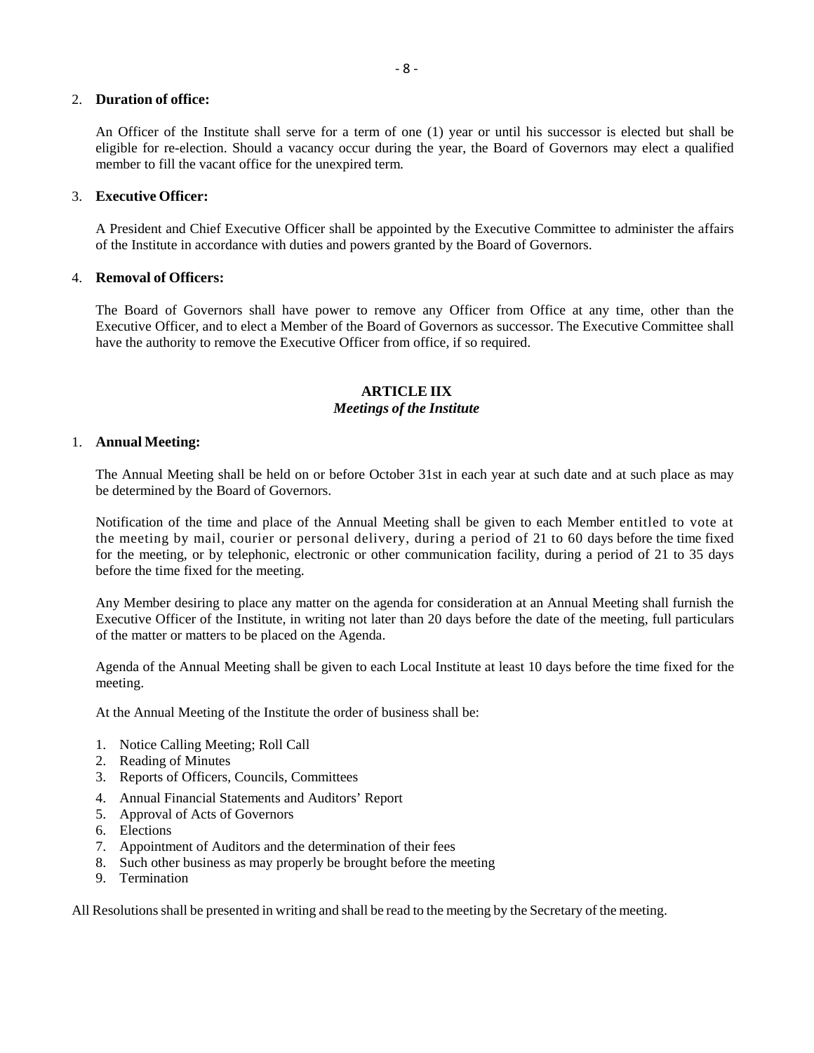2. **Duration of office:**

   An Officer of the Institute shall serve for a term of one (1) year or until his successor is elected but shall be eligible for re-election. Should a vacancy occur during the year, the Board of Governors may elect a qualified member to fill the vacant office for the unexpired term.

3. **Executive Officer:**

   A President and Chief Executive Officer shall be appointed by the Executive Committee to administer the affairs of the Institute in accordance with duties and powers granted by the Board of Governors.

4. **Removal of Officers:**

   The Board of Governors shall have power to remove any Officer from Office at any time, other than the Executive Officer, and to elect a Member of the Board of Governors as successor. The Executive Committee shall have the authority to remove the Executive Officer from office, if so required.

## ARTICLE IIX
### *Meetings of the Institute*

1. **Annual Meeting:**

   The Annual Meeting shall be held on or before October 31st in each year at such date and at such place as may be determined by the Board of Governors.

   Notification of the time and place of the Annual Meeting shall be given to each Member entitled to vote at the meeting by mail, courier or personal delivery, during a period of 21 to 60 days before the time fixed for the meeting, or by telephonic, electronic or other communication facility, during a period of 21 to 35 days before the time fixed for the meeting.

   Any Member desiring to place any matter on the agenda for consideration at an Annual Meeting shall furnish the Executive Officer of the Institute, in writing not later than 20 days before the date of the meeting, full particulars of the matter or matters to be placed on the Agenda.

   Agenda of the Annual Meeting shall be given to each Local Institute at least 10 days before the time fixed for the meeting.

   At the Annual Meeting of the Institute the order of business shall be:

   1. Notice Calling Meeting; Roll Call
   2. Reading of Minutes
   3. Reports of Officers, Councils, Committees
   4. Annual Financial Statements and Auditors' Report
   5. Approval of Acts of Governors
   6. Elections
   7. Appointment of Auditors and the determination of their fees
   8. Such other business as may properly be brought before the meeting
   9. Termination

All Resolutions shall be presented in writing and shall be read to the meeting by the Secretary of the meeting.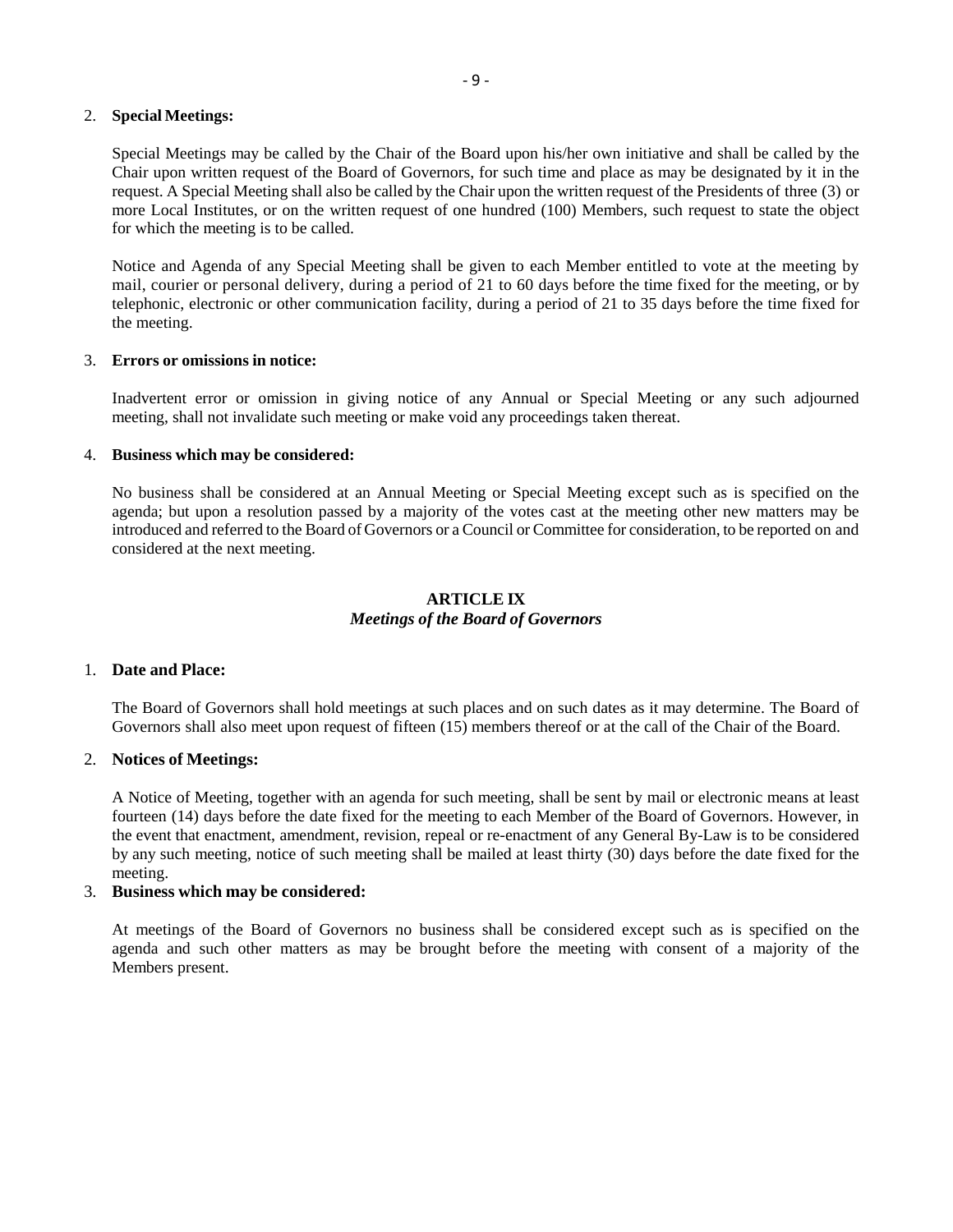2. **Special Meetings:**

   Special Meetings may be called by the Chair of the Board upon his/her own initiative and shall be called by the Chair upon written request of the Board of Governors, for such time and place as may be designated by it in the request. A Special Meeting shall also be called by the Chair upon the written request of the Presidents of three (3) or more Local Institutes, or on the written request of one hundred (100) Members, such request to state the object for which the meeting is to be called.

   Notice and Agenda of any Special Meeting shall be given to each Member entitled to vote at the meeting by mail, courier or personal delivery, during a period of 21 to 60 days before the time fixed for the meeting, or by telephonic, electronic or other communication facility, during a period of 21 to 35 days before the time fixed for the meeting.

3. **Errors or omissions in notice:**

   Inadvertent error or omission in giving notice of any Annual or Special Meeting or any such adjourned meeting, shall not invalidate such meeting or make void any proceedings taken thereat.

4. **Business which may be considered:**

   No business shall be considered at an Annual Meeting or Special Meeting except such as is specified on the agenda; but upon a resolution passed by a majority of the votes cast at the meeting other new matters may be introduced and referred to the Board of Governors or a Council or Committee for consideration, to be reported on and considered at the next meeting.

## ARTICLE IX
### *Meetings of the Board of Governors*

1. **Date and Place:**

   The Board of Governors shall hold meetings at such places and on such dates as it may determine. The Board of Governors shall also meet upon request of fifteen (15) members thereof or at the call of the Chair of the Board.

2. **Notices of Meetings:**

   A Notice of Meeting, together with an agenda for such meeting, shall be sent by mail or electronic means at least fourteen (14) days before the date fixed for the meeting to each Member of the Board of Governors. However, in the event that enactment, amendment, revision, repeal or re-enactment of any General By-Law is to be considered by any such meeting, notice of such meeting shall be mailed at least thirty (30) days before the date fixed for the meeting.

3. **Business which may be considered:**

   At meetings of the Board of Governors no business shall be considered except such as is specified on the agenda and such other matters as may be brought before the meeting with consent of a majority of the Members present.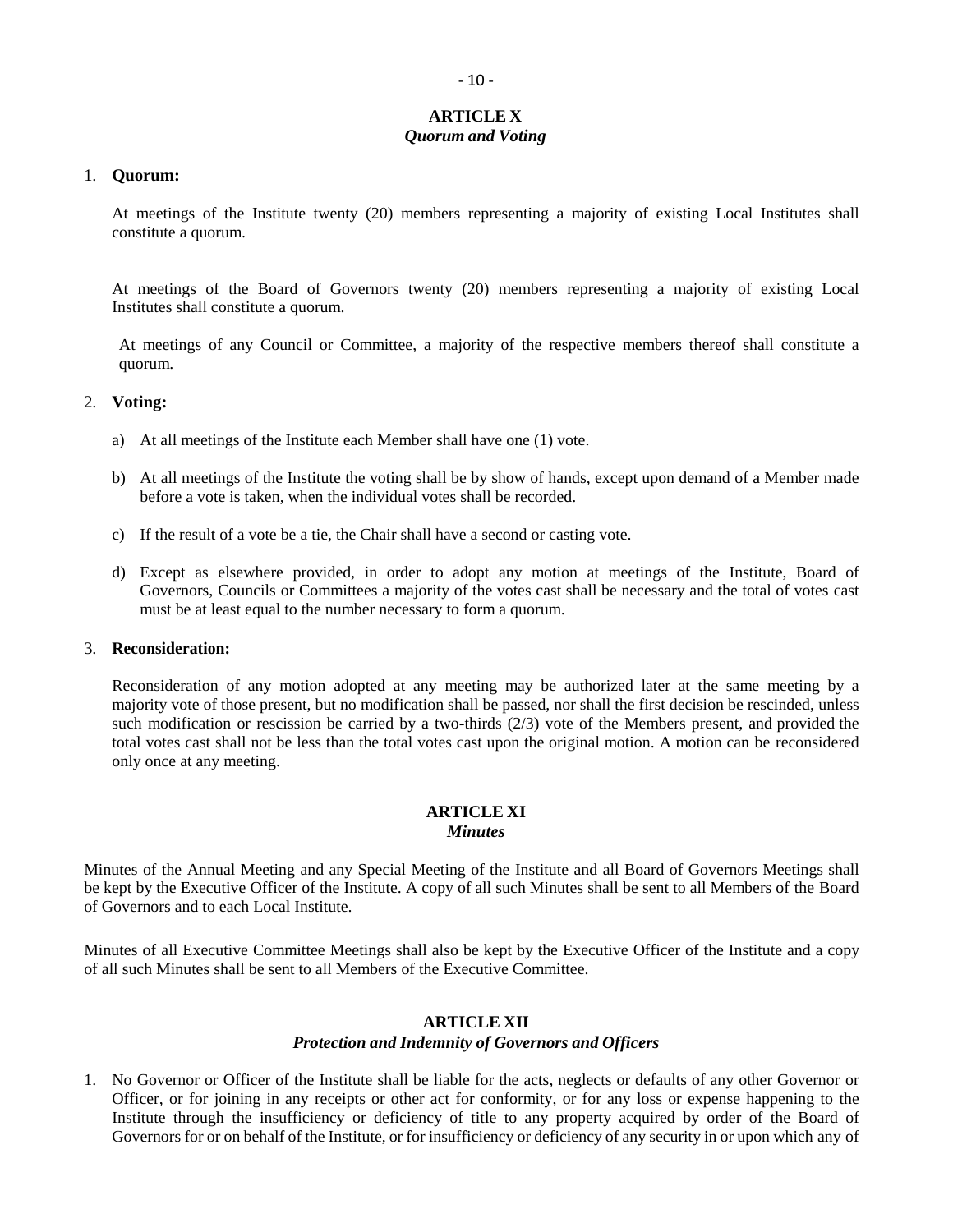## ARTICLE X
### *Quorum and Voting*

1. **Quorum:**

   At meetings of the Institute twenty (20) members representing a majority of existing Local Institutes shall constitute a quorum.

   At meetings of the Board of Governors twenty (20) members representing a majority of existing Local Institutes shall constitute a quorum.

   At meetings of any Council or Committee, a majority of the respective members thereof shall constitute a quorum.

2. **Voting:**

   a) At all meetings of the Institute each Member shall have one (1) vote.

   b) At all meetings of the Institute the voting shall be by show of hands, except upon demand of a Member made before a vote is taken, when the individual votes shall be recorded.

   c) If the result of a vote be a tie, the Chair shall have a second or casting vote.

   d) Except as elsewhere provided, in order to adopt any motion at meetings of the Institute, Board of Governors, Councils or Committees a majority of the votes cast shall be necessary and the total of votes cast must be at least equal to the number necessary to form a quorum.

3. **Reconsideration:**

   Reconsideration of any motion adopted at any meeting may be authorized later at the same meeting by a majority vote of those present, but no modification shall be passed, nor shall the first decision be rescinded, unless such modification or rescission be carried by a two-thirds (2/3) vote of the Members present, and provided the total votes cast shall not be less than the total votes cast upon the original motion. A motion can be reconsidered only once at any meeting.

## ARTICLE XI
### *Minutes*

Minutes of the Annual Meeting and any Special Meeting of the Institute and all Board of Governors Meetings shall be kept by the Executive Officer of the Institute. A copy of all such Minutes shall be sent to all Members of the Board of Governors and to each Local Institute.

Minutes of all Executive Committee Meetings shall also be kept by the Executive Officer of the Institute and a copy of all such Minutes shall be sent to all Members of the Executive Committee.

## ARTICLE XII
### *Protection and Indemnity of Governors and Officers*

1. No Governor or Officer of the Institute shall be liable for the acts, neglects or defaults of any other Governor or Officer, or for joining in any receipts or other act for conformity, or for any loss or expense happening to the Institute through the insufficiency or deficiency of title to any property acquired by order of the Board of Governors for or on behalf of the Institute, or for insufficiency or deficiency of any security in or upon which any of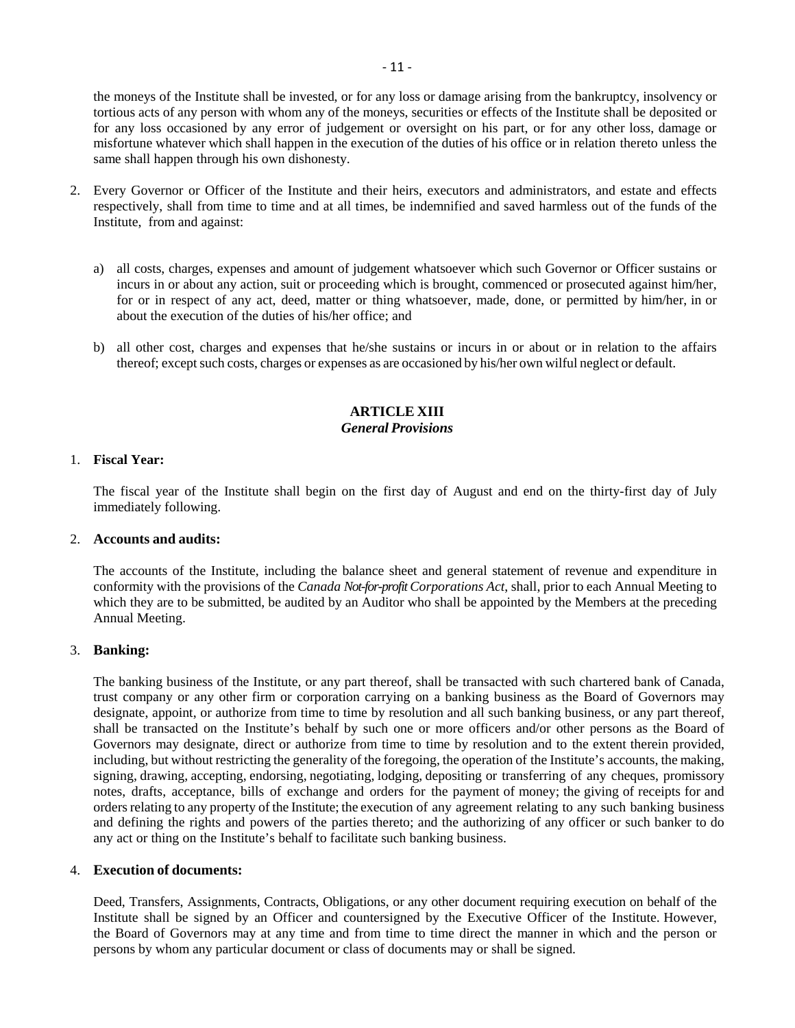the moneys of the Institute shall be invested, or for any loss or damage arising from the bankruptcy, insolvency or tortious acts of any person with whom any of the moneys, securities or effects of the Institute shall be deposited or for any loss occasioned by any error of judgement or oversight on his part, or for any other loss, damage or misfortune whatever which shall happen in the execution of the duties of his office or in relation thereto unless the same shall happen through his own dishonesty.

2. Every Governor or Officer of the Institute and their heirs, executors and administrators, and estate and effects respectively, shall from time to time and at all times, be indemnified and saved harmless out of the funds of the Institute, from and against:

   a) all costs, charges, expenses and amount of judgement whatsoever which such Governor or Officer sustains or incurs in or about any action, suit or proceeding which is brought, commenced or prosecuted against him/her, for or in respect of any act, deed, matter or thing whatsoever, made, done, or permitted by him/her, in or about the execution of the duties of his/her office; and

   b) all other cost, charges and expenses that he/she sustains or incurs in or about or in relation to the affairs thereof; except such costs, charges or expenses as are occasioned by his/her own wilful neglect or default.

## ARTICLE XIII
### *General Provisions*

1. **Fiscal Year:**

   The fiscal year of the Institute shall begin on the first day of August and end on the thirty-first day of July immediately following.

2. **Accounts and audits:**

   The accounts of the Institute, including the balance sheet and general statement of revenue and expenditure in conformity with the provisions of the *Canada Not-for-profit Corporations Act*, shall, prior to each Annual Meeting to which they are to be submitted, be audited by an Auditor who shall be appointed by the Members at the preceding Annual Meeting.

3. **Banking:**

   The banking business of the Institute, or any part thereof, shall be transacted with such chartered bank of Canada, trust company or any other firm or corporation carrying on a banking business as the Board of Governors may designate, appoint, or authorize from time to time by resolution and all such banking business, or any part thereof, shall be transacted on the Institute's behalf by such one or more officers and/or other persons as the Board of Governors may designate, direct or authorize from time to time by resolution and to the extent therein provided, including, but without restricting the generality of the foregoing, the operation of the Institute's accounts, the making, signing, drawing, accepting, endorsing, negotiating, lodging, depositing or transferring of any cheques, promissory notes, drafts, acceptance, bills of exchange and orders for the payment of money; the giving of receipts for and orders relating to any property of the Institute; the execution of any agreement relating to any such banking business and defining the rights and powers of the parties thereto; and the authorizing of any officer or such banker to do any act or thing on the Institute's behalf to facilitate such banking business.

4. **Execution of documents:**

   Deed, Transfers, Assignments, Contracts, Obligations, or any other document requiring execution on behalf of the Institute shall be signed by an Officer and countersigned by the Executive Officer of the Institute. However, the Board of Governors may at any time and from time to time direct the manner in which and the person or persons by whom any particular document or class of documents may or shall be signed.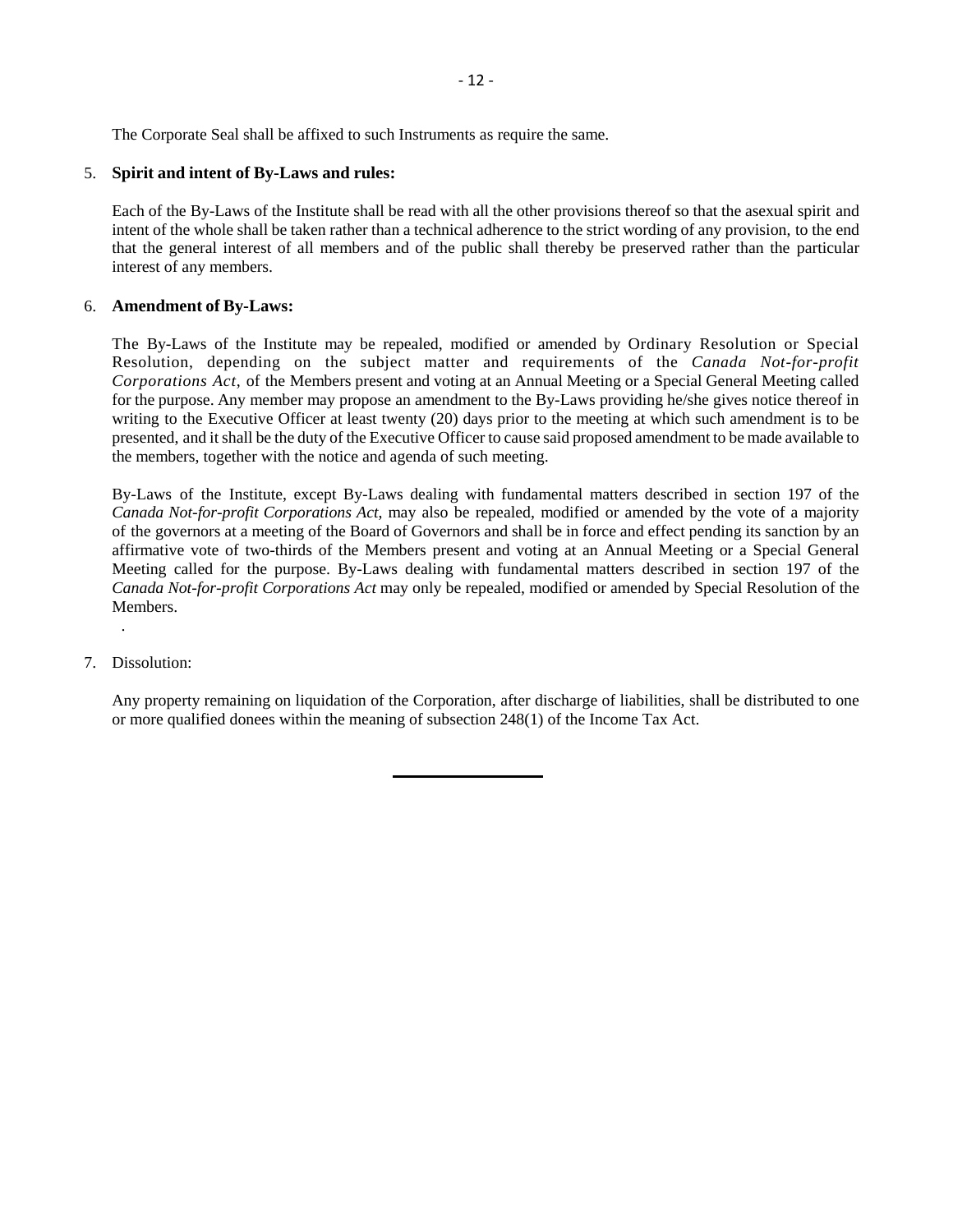The Corporate Seal shall be affixed to such Instruments as require the same.

5. **Spirit and intent of By-Laws and rules:**

   Each of the By-Laws of the Institute shall be read with all the other provisions thereof so that the asexual spirit and intent of the whole shall be taken rather than a technical adherence to the strict wording of any provision, to the end that the general interest of all members and of the public shall thereby be preserved rather than the particular interest of any members.

6. **Amendment of By-Laws:**

   The By-Laws of the Institute may be repealed, modified or amended by Ordinary Resolution or Special Resolution, depending on the subject matter and requirements of the *Canada Not-for-profit Corporations Act*, of the Members present and voting at an Annual Meeting or a Special General Meeting called for the purpose. Any member may propose an amendment to the By-Laws providing he/she gives notice thereof in writing to the Executive Officer at least twenty (20) days prior to the meeting at which such amendment is to be presented, and it shall be the duty of the Executive Officer to cause said proposed amendment to be made available to the members, together with the notice and agenda of such meeting.

   By-Laws of the Institute, except By-Laws dealing with fundamental matters described in section 197 of the *Canada Not-for-profit Corporations Act*, may also be repealed, modified or amended by the vote of a majority of the governors at a meeting of the Board of Governors and shall be in force and effect pending its sanction by an affirmative vote of two-thirds of the Members present and voting at an Annual Meeting or a Special General Meeting called for the purpose. By-Laws dealing with fundamental matters described in section 197 of the *Canada Not-for-profit Corporations Act* may only be repealed, modified or amended by Special Resolution of the Members.

   .

7. Dissolution:

   Any property remaining on liquidation of the Corporation, after discharge of liabilities, shall be distributed to one or more qualified donees within the meaning of subsection 248(1) of the Income Tax Act.

---